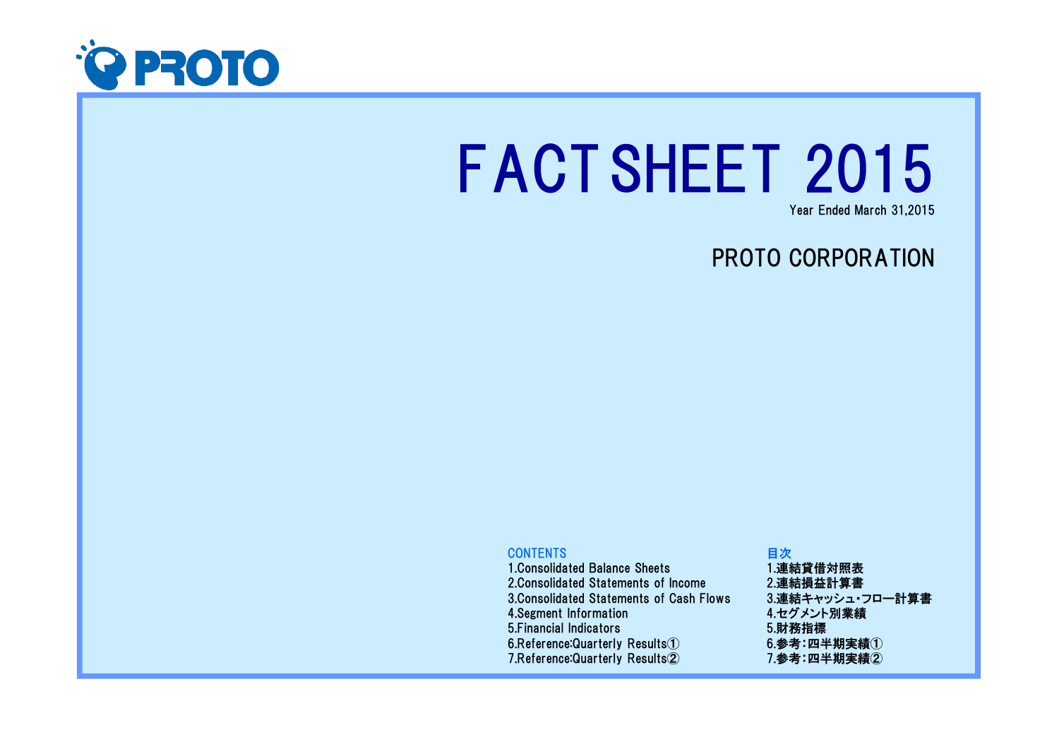PROTO

# FACT SHEET 2015

Year Ended March 31,2015

## PROTO CORPORATION

| CONTENTS | 目次 |
| --- | --- |
| 1.Consolidated Balance Sheets | 1.連結貸借対照表 |
| 2.Consolidated Statements of Income | 2.連結損益計算書 |
| 3.Consolidated Statements of Cash Flows | 3.連結キャッシュ・フロー計算書 |
| 4.Segment Information | 4.セグメント別業績 |
| 5.Financial Indicators | 5.財務指標 |
| 6.Reference:Quarterly Results① | 6.参考：四半期実績① |
| 7.Reference:Quarterly Results② | 7.参考：四半期実績② |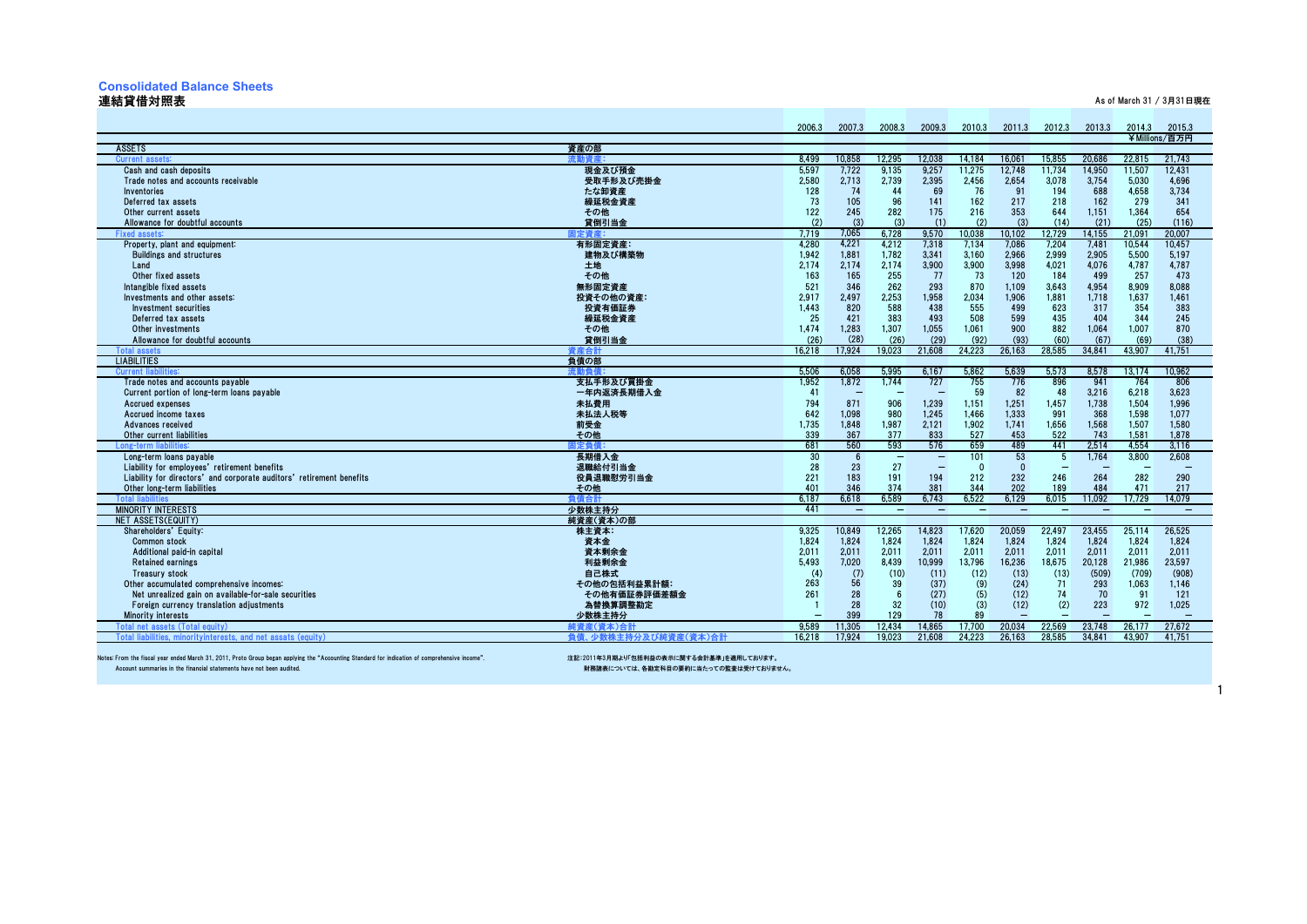# Consolidated Balance Sheets
## 連結貸借対照表

As of March 31 / 3月31日現在

¥Millions/百万円

| | | 2006.3 | 2007.3 | 2008.3 | 2009.3 | 2010.3 | 2011.3 | 2012.3 | 2013.3 | 2014.3 | 2015.3 |
|---|---|---|---|---|---|---|---|---|---|---|---|
| ASSETS | 資産の部 | | | | | | | | | | |
| Current assets: | 流動資産: | 8,499 | 10,858 | 12,295 | 12,038 | 14,184 | 16,061 | 15,855 | 20,686 | 22,815 | 21,743 |
| Cash and cash deposits | 現金及び預金 | 5,597 | 7,722 | 9,135 | 9,257 | 11,275 | 12,748 | 11,734 | 14,950 | 11,507 | 12,431 |
| Trade notes and accounts receivable | 受取手形及び売掛金 | 2,580 | 2,713 | 2,739 | 2,395 | 2,456 | 2,654 | 3,078 | 3,754 | 5,030 | 4,696 |
| Inventories | たな卸資産 | 128 | 74 | 44 | 69 | 76 | 91 | 194 | 688 | 4,658 | 3,734 |
| Deferred tax assets | 繰延税金資産 | 73 | 105 | 96 | 141 | 162 | 217 | 218 | 162 | 279 | 341 |
| Other current assets | その他 | 122 | 245 | 282 | 175 | 216 | 353 | 644 | 1,151 | 1,364 | 654 |
| Allowance for doubtful accounts | 貸倒引当金 | (2) | (3) | (3) | (1) | (2) | (3) | (14) | (21) | (25) | (116) |
| Fixed assets: | 固定資産: | 7,719 | 7,065 | 6,728 | 9,570 | 10,038 | 10,102 | 12,729 | 14,155 | 21,091 | 20,007 |
| Property, plant and equipment: | 有形固定資産: | 4,280 | 4,221 | 4,212 | 7,318 | 7,134 | 7,086 | 7,204 | 7,481 | 10,544 | 10,457 |
| Buildings and structures | 建物及び構築物 | 1,942 | 1,881 | 1,782 | 3,341 | 3,160 | 2,966 | 2,999 | 2,905 | 5,500 | 5,197 |
| Land | 土地 | 2,174 | 2,174 | 2,174 | 3,900 | 3,900 | 3,998 | 4,021 | 4,076 | 4,787 | 4,787 |
| Other fixed assets | その他 | 163 | 165 | 255 | 77 | 73 | 120 | 184 | 499 | 257 | 473 |
| Intangible fixed assets | 無形固定資産 | 521 | 346 | 262 | 293 | 870 | 1,109 | 3,643 | 4,954 | 8,909 | 8,088 |
| Investments and other assets: | 投資その他の資産: | 2,917 | 2,497 | 2,253 | 1,958 | 2,034 | 1,906 | 1,881 | 1,718 | 1,637 | 1,461 |
| Investment securities | 投資有価証券 | 1,443 | 820 | 588 | 438 | 555 | 499 | 623 | 317 | 354 | 383 |
| Deferred tax assets | 繰延税金資産 | 25 | 421 | 383 | 493 | 508 | 599 | 435 | 404 | 344 | 245 |
| Other investments | その他 | 1,474 | 1,283 | 1,307 | 1,055 | 1,061 | 900 | 882 | 1,064 | 1,007 | 870 |
| Allowance for doubtful accounts | 貸倒引当金 | (26) | (28) | (26) | (29) | (92) | (93) | (60) | (67) | (69) | (38) |
| Total assets | 資産合計 | 16,218 | 17,924 | 19,023 | 21,608 | 24,223 | 26,163 | 28,585 | 34,841 | 43,907 | 41,751 |
| LIABILITIES | 負債の部 | | | | | | | | | | |
| Current liabilities: | 流動負債: | 5,506 | 6,058 | 5,995 | 6,167 | 5,862 | 5,639 | 5,573 | 8,578 | 13,174 | 10,962 |
| Trade notes and accounts payable | 支払手形及び買掛金 | 1,952 | 1,872 | 1,744 | 727 | 755 | 776 | 896 | 941 | 764 | 806 |
| Current portion of long-term loans payable | 一年内返済長期借入金 | 41 | — | — | — | 59 | 82 | 48 | 3,216 | 6,218 | 3,623 |
| Accrued expenses | 未払費用 | 794 | 871 | 906 | 1,239 | 1,151 | 1,251 | 1,457 | 1,738 | 1,504 | 1,996 |
| Accrued income taxes | 未払法人税等 | 642 | 1,098 | 980 | 1,245 | 1,466 | 1,333 | 991 | 368 | 1,598 | 1,077 |
| Advances received | 前受金 | 1,735 | 1,848 | 1,987 | 2,121 | 1,902 | 1,741 | 1,656 | 1,568 | 1,507 | 1,580 |
| Other current liabilities | その他 | 339 | 367 | 377 | 833 | 527 | 453 | 522 | 743 | 1,581 | 1,878 |
| Long-term liabilities: | 固定負債: | 681 | 560 | 593 | 576 | 659 | 489 | 441 | 2,514 | 4,554 | 3,116 |
| Long-term loans payable | 長期借入金 | 30 | 6 | — | — | 101 | 53 | 5 | 1,764 | 3,800 | 2,608 |
| Liability for employees' retirement benefits | 退職給付引当金 | 28 | 23 | 27 | — | 0 | 0 | — | — | — | — |
| Liability for directors' and corporate auditors' retirement benefits | 役員退職慰労引当金 | 221 | 183 | 191 | 194 | 212 | 232 | 246 | 264 | 282 | 290 |
| Other long-term liabilities | その他 | 401 | 346 | 374 | 381 | 344 | 202 | 189 | 484 | 471 | 217 |
| Total liabilities | 負債合計 | 6,187 | 6,618 | 6,589 | 6,743 | 6,522 | 6,129 | 6,015 | 11,092 | 17,729 | 14,079 |
| MINORITY INTERESTS | 少数株主持分 | 441 | — | — | — | — | — | — | — | — | — |
| NET ASSETS(EQUITY) | 純資産(資本)の部 | | | | | | | | | | |
| Shareholders' Equity: | 株主資本: | 9,325 | 10,849 | 12,265 | 14,823 | 17,620 | 20,059 | 22,497 | 23,455 | 25,114 | 26,525 |
| Common stock | 資本金 | 1,824 | 1,824 | 1,824 | 1,824 | 1,824 | 1,824 | 1,824 | 1,824 | 1,824 | 1,824 |
| Additional paid-in capital | 資本剰余金 | 2,011 | 2,011 | 2,011 | 2,011 | 2,011 | 2,011 | 2,011 | 2,011 | 2,011 | 2,011 |
| Retained earnings | 利益剰余金 | 5,493 | 7,020 | 8,439 | 10,999 | 13,796 | 16,236 | 18,675 | 20,128 | 21,986 | 23,597 |
| Treasury stock | 自己株式 | (4) | (7) | (10) | (11) | (12) | (13) | (13) | (509) | (709) | (908) |
| Other accumulated comprehensive incomes: | その他の包括利益累計額: | 263 | 56 | 39 | (37) | (9) | (24) | 71 | 293 | 1,063 | 1,146 |
| Net unrealized gain on available-for-sale securities | その他有価証券評価差額金 | 261 | 28 | 6 | (27) | (5) | (12) | 74 | 70 | 91 | 121 |
| Foreign currency translation adjustments | 為替換算調整勘定 | 1 | 28 | 32 | (10) | (3) | (12) | (2) | 223 | 972 | 1,025 |
| Minority interests | 少数株主持分 | — | 399 | 129 | 78 | 89 | — | — | — | — | — |
| Total net assets (Total equity) | 純資産(資本)合計 | 9,589 | 11,305 | 12,434 | 14,865 | 17,700 | 20,034 | 22,569 | 23,748 | 26,177 | 27,672 |
| Total liabilities, minorityinterests, and net assets (equity) | 負債、少数株主持分及び純資産(資本)合計 | 16,218 | 17,924 | 19,023 | 21,608 | 24,223 | 26,163 | 28,585 | 34,841 | 43,907 | 41,751 |

Notes: From the fiscal year ended March 31, 2011, Proto Group began applying the "Accounting Standard for indication of comprehensive income".
Account summaries in the financial statements have not been audited.

注記:2011年3月期より「包括利益の表示に関する会計基準」を適用しております。
財務諸表については、各勘定科目の要約に当たっての監査は受けておりません。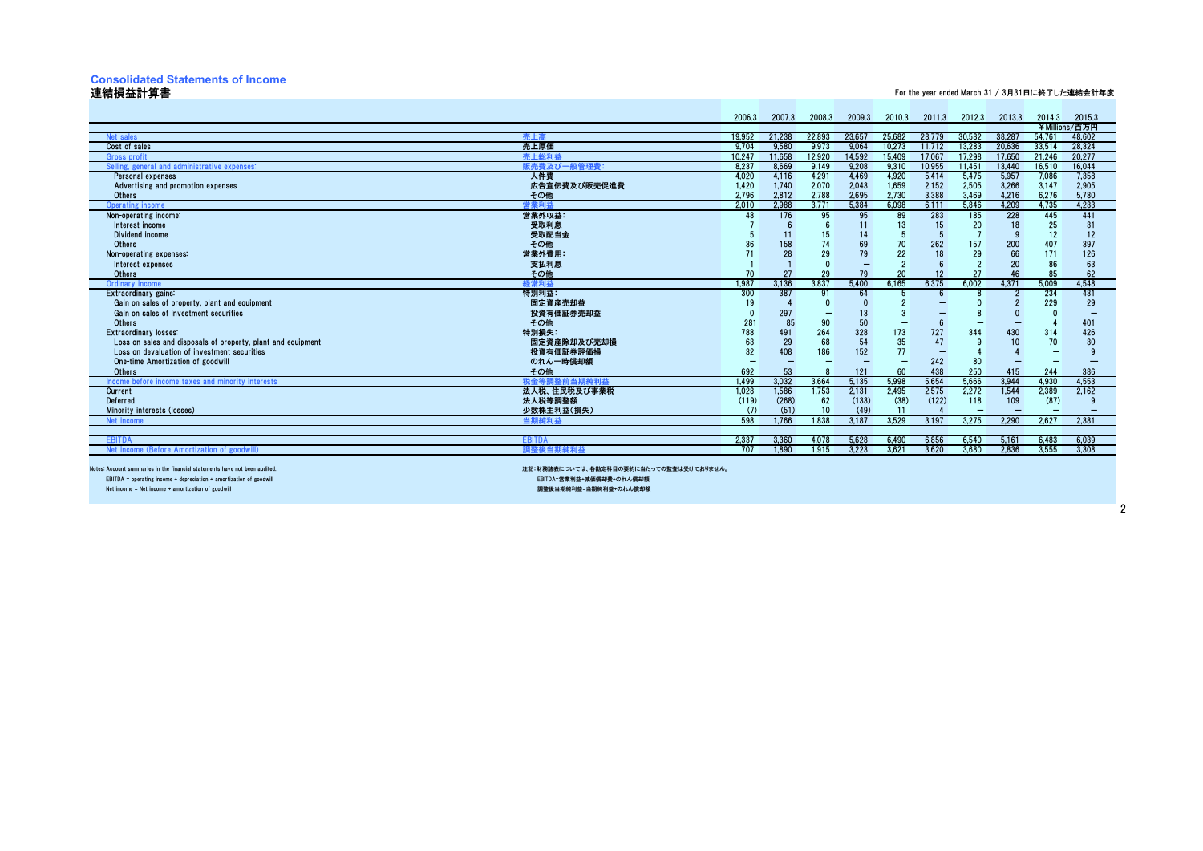# Consolidated Statements of Income
## 連結損益計算書

For the year ended March 31 / 3月31日に終了した連結会計年度

| | | 2006.3 | 2007.3 | 2008.3 | 2009.3 | 2010.3 | 2011.3 | 2012.3 | 2013.3 | 2014.3 | 2015.3 |
|---|---|---|---|---|---|---|---|---|---|---|---|
| | | | | | | | | | | ¥Millions/百万円 | |
| Net sales | 売上高 | 19,952 | 21,238 | 22,893 | 23,657 | 25,682 | 28,779 | 30,582 | 38,287 | 54,761 | 48,602 |
| Cost of sales | 売上原価 | 9,704 | 9,580 | 9,973 | 9,064 | 10,273 | 11,712 | 13,283 | 20,636 | 33,514 | 28,324 |
| Gross profit | 売上総利益 | 10,247 | 11,658 | 12,920 | 14,592 | 15,409 | 17,067 | 17,298 | 17,650 | 21,246 | 20,277 |
| Selling, general and administrative expenses: | 販売費及び一般管理費: | 8,237 | 8,669 | 9,149 | 9,208 | 9,310 | 10,955 | 11,451 | 13,440 | 16,510 | 16,044 |
| Personal expenses | 人件費 | 4,020 | 4,116 | 4,291 | 4,469 | 4,920 | 5,414 | 5,475 | 5,957 | 7,086 | 7,358 |
| Advertising and promotion expenses | 広告宣伝費及び販売促進費 | 1,420 | 1,740 | 2,070 | 2,043 | 1,659 | 2,152 | 2,505 | 3,266 | 3,147 | 2,905 |
| Others | その他 | 2,796 | 2,812 | 2,788 | 2,695 | 2,730 | 3,388 | 3,469 | 4,216 | 6,276 | 5,780 |
| Operating income | 営業利益 | 2,010 | 2,988 | 3,771 | 5,384 | 6,098 | 6,111 | 5,846 | 4,209 | 4,735 | 4,233 |
| Non-operating income: | 営業外収益: | 48 | 176 | 95 | 95 | 89 | 283 | 185 | 228 | 445 | 441 |
| Interest income | 受取利息 | 7 | 6 | 6 | 11 | 13 | 15 | 20 | 18 | 25 | 31 |
| Dividend income | 受取配当金 | 5 | 11 | 15 | 14 | 5 | 5 | 7 | 9 | 12 | 12 |
| Others | その他 | 36 | 158 | 74 | 69 | 70 | 262 | 157 | 200 | 407 | 397 |
| Non-operating expenses: | 営業外費用: | 71 | 28 | 29 | 79 | 22 | 18 | 29 | 66 | 171 | 126 |
| Interest expenses | 支払利息 | 1 | 1 | 0 | – | 2 | 6 | 2 | 20 | 86 | 63 |
| Others | その他 | 70 | 27 | 29 | 79 | 20 | 12 | 27 | 46 | 85 | 62 |
| Ordinary income | 経常利益 | 1,987 | 3,136 | 3,837 | 5,400 | 6,165 | 6,375 | 6,002 | 4,371 | 5,009 | 4,548 |
| Extraordinary gains: | 特別利益: | 300 | 387 | 91 | 64 | 5 | 6 | 8 | 2 | 234 | 431 |
| Gain on sales of property, plant and equipment | 固定資産売却益 | 19 | 4 | 0 | 0 | 2 | – | 0 | 2 | 229 | 29 |
| Gain on sales of investment securities | 投資有価証券売却益 | 0 | 297 | – | 13 | 3 | – | 8 | 0 | 0 | – |
| Others | その他 | 281 | 85 | 90 | 50 | – | 6 | – | – | 4 | 401 |
| Extraordinary losses: | 特別損失: | 788 | 491 | 264 | 328 | 173 | 727 | 344 | 430 | 314 | 426 |
| Loss on sales and disposals of property, plant and equipment | 固定資産除却及び売却損 | 63 | 29 | 68 | 54 | 35 | 47 | 9 | 10 | 70 | 30 |
| Loss on devaluation of investment securities | 投資有価証券評価損 | 32 | 408 | 186 | 152 | 77 | – | 4 | 4 | – | 9 |
| One-time Amortization of goodwill | のれん一時償却額 | – | – | – | – | – | 242 | 80 | – | – | – |
| Others | その他 | 692 | 53 | 8 | 121 | 60 | 438 | 250 | 415 | 244 | 386 |
| Income before income taxes and minority interests | 税金等調整前当期純利益 | 1,499 | 3,032 | 3,664 | 5,135 | 5,998 | 5,654 | 5,666 | 3,944 | 4,930 | 4,553 |
| Current | 法人税、住民税及び事業税 | 1,028 | 1,586 | 1,753 | 2,131 | 2,495 | 2,575 | 2,272 | 1,544 | 2,389 | 2,162 |
| Deferred | 法人税等調整額 | (119) | (268) | 62 | (133) | (38) | (122) | 118 | 109 | (87) | 9 |
| Minority interests (losses) | 少数株主利益(損失) | (7) | (51) | 10 | (49) | 11 | 4 | – | – | – | – |
| Net income | 当期純利益 | 598 | 1,766 | 1,838 | 3,187 | 3,529 | 3,197 | 3,275 | 2,290 | 2,627 | 2,381 |
| | | | | | | | | | | | |
| EBITDA | EBITDA | 2,337 | 3,360 | 4,078 | 5,628 | 6,490 | 6,856 | 6,540 | 5,161 | 6,483 | 6,039 |
| Net income (Before Amortization of goodwill) | 調整後当期純利益 | 707 | 1,890 | 1,915 | 3,223 | 3,621 | 3,620 | 3,680 | 2,836 | 3,555 | 3,308 |

Notes: Account summaries in the financial statements have not been audited.
EBITDA = operating income + depreciation + amortization of goodwill
Net income = Net income + amortization of goodwill

注記:財務諸表については、各勘定科目の要約に当たっての監査は受けておりません。
EBITDA=営業利益+減価償却費+のれん償却額
調整後当期純利益=当期純利益+のれん償却額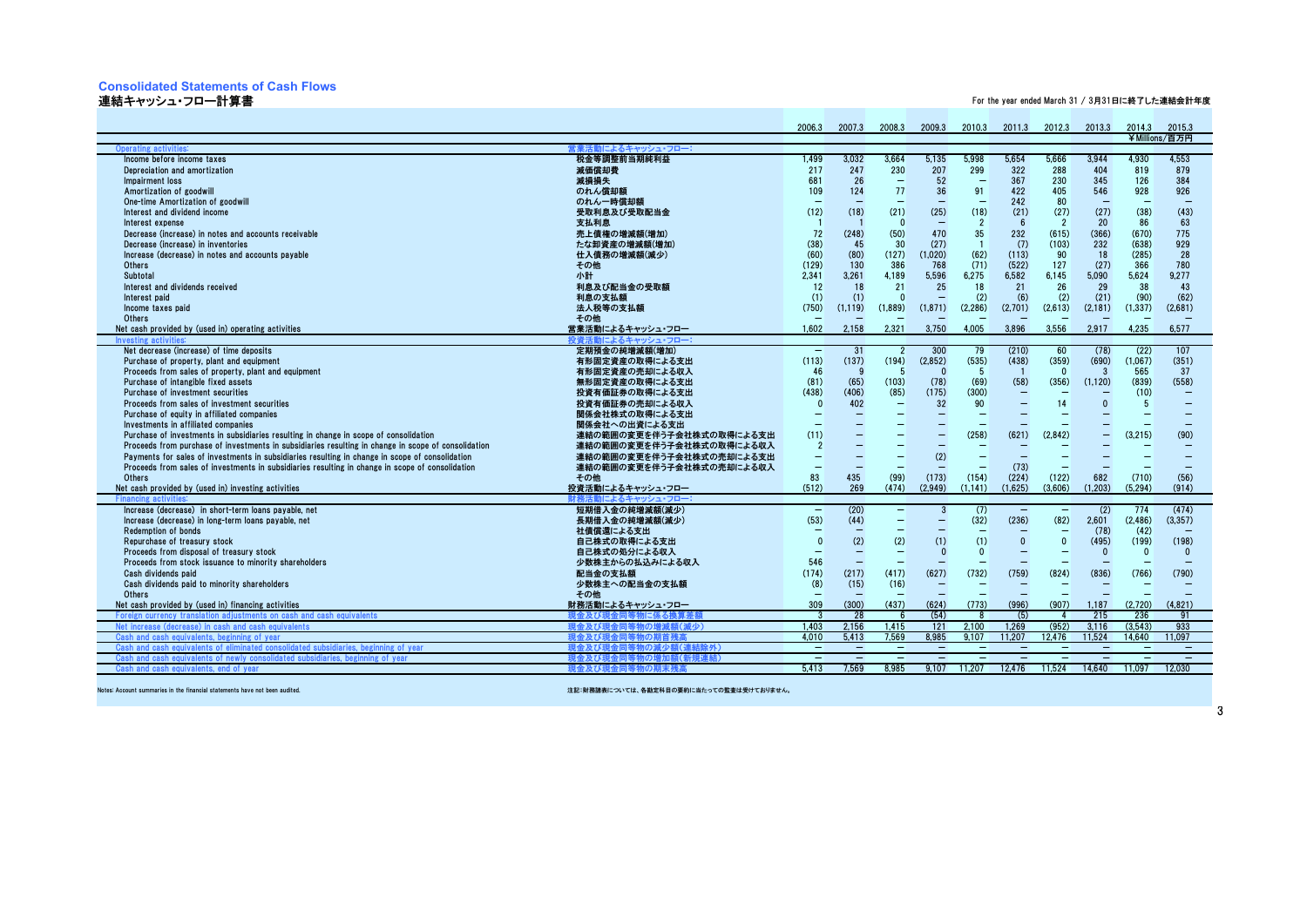# Consolidated Statements of Cash Flows

## 連結キャッシュ・フロー計算書

For the year ended March 31 / 3月31日に終了した連結会計年度

| | | 2006.3 | 2007.3 | 2008.3 | 2009.3 | 2010.3 | 2011.3 | 2012.3 | 2013.3 | 2014.3 | 2015.3 |
|---|---|---|---|---|---|---|---|---|---|---|---|
| | | | | | | | | | | ¥Millions/百万円 | |
| Operating activities: | 営業活動によるキャッシュ・フロー: | | | | | | | | | | |
| Income before income taxes | 税金等調整前当期純利益 | 1,499 | 3,032 | 3,664 | 5,135 | 5,998 | 5,654 | 5,666 | 3,944 | 4,930 | 4,553 |
| Depreciation and amortization | 減価償却費 | 217 | 247 | 230 | 207 | 299 | 322 | 288 | 404 | 819 | 879 |
| Impairment loss | 減損損失 | 681 | 26 | — | 52 | — | 367 | 230 | 345 | 126 | 384 |
| Amortization of goodwill | のれん償却額 | 109 | 124 | 77 | 36 | 91 | 422 | 405 | 546 | 928 | 926 |
| One-time Amortization of goodwill | のれん一時償却額 | — | — | — | — | — | 242 | 80 | — | — | — |
| Interest and dividend income | 受取利息及び受取配当金 | (12) | (18) | (21) | (25) | (18) | (21) | (27) | (27) | (38) | (43) |
| Interest expense | 支払利息 | 1 | 1 | 0 | — | 2 | 6 | 2 | 20 | 86 | 63 |
| Decrease (increase) in notes and accounts receivable | 売上債権の増減額(増加) | 72 | (248) | (50) | 470 | 35 | 232 | (615) | (366) | (670) | 775 |
| Decrease (increase) in inventories | たな卸資産の増減額(増加) | (38) | 45 | 30 | (27) | 1 | (7) | (103) | 232 | (638) | 929 |
| Increase (decrease) in notes and accounts payable | 仕入債務の増減額(減少) | (60) | (80) | (127) | (1,020) | (62) | (113) | 90 | 18 | (285) | 28 |
| Others | その他 | (129) | 130 | 386 | 768 | (71) | (522) | 127 | (27) | 366 | 780 |
| Subtotal | 小計 | 2,341 | 3,261 | 4,189 | 5,596 | 6,275 | 6,582 | 6,145 | 5,090 | 5,624 | 9,277 |
| Interest and dividends received | 利息及び配当金の受取額 | 12 | 18 | 21 | 25 | 18 | 21 | 26 | 29 | 38 | 43 |
| Interest paid | 利息の支払額 | (1) | (1) | 0 | — | (2) | (6) | (2) | (21) | (90) | (62) |
| Income taxes paid | 法人税等の支払額 | (750) | (1,119) | (1,889) | (1,871) | (2,286) | (2,701) | (2,613) | (2,181) | (1,337) | (2,681) |
| Others | その他 | — | — | — | — | — | — | — | — | — | — |
| Net cash provided by (used in) operating activities | 営業活動によるキャッシュ・フロー | 1,602 | 2,158 | 2,321 | 3,750 | 4,005 | 3,896 | 3,556 | 2,917 | 4,235 | 6,577 |
| Investing activities: | 投資活動によるキャッシュ・フロー: | | | | | | | | | | |
| Net decrease (increase) of time deposits | 定期預金の純増減額(増加) | — | 31 | 2 | 300 | 79 | (210) | 60 | (78) | (22) | 107 |
| Purchase of property, plant and equipment | 有形固定資産の取得による支出 | (113) | (137) | (194) | (2,852) | (535) | (438) | (359) | (690) | (1,067) | (351) |
| Proceeds from sales of property, plant and equipment | 有形固定資産の売却による収入 | 46 | 9 | 5 | 0 | 5 | 1 | 0 | 3 | 565 | 37 |
| Purchase of intangible fixed assets | 無形固定資産の取得による支出 | (81) | (65) | (103) | (78) | (69) | (58) | (356) | (1,120) | (839) | (558) |
| Purchase of investment securities | 投資有価証券の取得による支出 | (438) | (406) | (85) | (175) | (300) | — | — | — | (10) | — |
| Proceeds from sales of investment securities | 投資有価証券の売却による収入 | 0 | 402 | — | 32 | 90 | — | 14 | 0 | 5 | — |
| Purchase of equity in affiliated companies | 関係会社株式の取得による支出 | — | — | — | — | — | — | — | — | — | — |
| Investments in affiliated companies | 関係会社への出資による支出 | — | — | — | — | — | — | — | — | — | — |
| Purchase of investments in subsidiaries resulting in change in scope of consolidation | 連結の範囲の変更を伴う子会社株式の取得による支出 | (11) | — | — | — | (258) | (621) | (2,842) | — | (3,215) | (90) |
| Proceeds from purchase of investments in subsidiaries resulting in change in scope of consolidation | 連結の範囲の変更を伴う子会社株式の取得による収入 | 2 | — | — | — | — | — | — | — | — | — |
| Payments for sales of investments in subsidiaries resulting in change in scope of consolidation | 連結の範囲の変更を伴う子会社株式の売却による支出 | — | — | — | (2) | — | — | — | — | — | — |
| Proceeds from sales of investments in subsidiaries resulting in change in scope of consolidation | 連結の範囲の変更を伴う子会社株式の売却による収入 | — | — | — | — | — | (73) | — | — | — | — |
| Others | その他 | 83 | 435 | (99) | (173) | (154) | (224) | (122) | 682 | (710) | (56) |
| Net cash provided by (used in) investing activities | 投資活動によるキャッシュ・フロー | (512) | 269 | (474) | (2,949) | (1,141) | (1,625) | (3,606) | (1,203) | (5,294) | (914) |
| Financing activities: | 財務活動によるキャッシュ・フロー: | | | | | | | | | | |
| Increase (decrease) in short-term loans payable, net | 短期借入金の純増減額(減少) | — | (20) | — | 3 | (7) | — | — | (2) | 774 | (474) |
| Increase (decrease) in long-term loans payable, net | 長期借入金の純増減額(減少) | (53) | (44) | — | — | (32) | (236) | (82) | 2,601 | (2,486) | (3,357) |
| Redemption of bonds | 社債償還による支出 | — | — | — | — | — | — | — | (78) | (42) | — |
| Repurchase of treasury stock | 自己株式の取得による支出 | 0 | (2) | (2) | (1) | (1) | 0 | 0 | (495) | (199) | (198) |
| Proceeds from disposal of treasury stock | 自己株式の処分による収入 | — | — | — | 0 | 0 | — | — | 0 | 0 | 0 |
| Proceeds from stock issuance to minority shareholders | 少数株主からの払込みによる収入 | 546 | — | — | — | — | — | — | — | — | — |
| Cash dividends paid | 配当金の支払額 | (174) | (217) | (417) | (627) | (732) | (759) | (824) | (836) | (766) | (790) |
| Cash dividends paid to minority shareholders | 少数株主への配当金の支払額 | (8) | (15) | (16) | — | — | — | — | — | — | — |
| Others | その他 | — | — | — | — | — | — | — | — | — | — |
| Net cash provided by (used in) financing activities | 財務活動によるキャッシュ・フロー | 309 | (300) | (437) | (624) | (773) | (996) | (907) | 1,187 | (2,720) | (4,821) |
| Foreign currency translation adjustments on cash and cash equivalents | 現金及び現金同等物に係る換算差額 | 3 | 28 | 6 | (54) | 8 | (5) | 4 | 215 | 236 | 91 |
| Net increase (decrease) in cash and cash equivalents | 現金及び現金同等物の増減額(減少) | 1,403 | 2,156 | 1,415 | 121 | 2,100 | 1,269 | (952) | 3,116 | (3,543) | 933 |
| Cash and cash equivalents, beginning of year | 現金及び現金同等物の期首残高 | 4,010 | 5,413 | 7,569 | 8,985 | 9,107 | 11,207 | 12,476 | 11,524 | 14,640 | 11,097 |
| Cash and cash equivalents of eliminated consolidated subsidiaries, beginning of year | 現金及び現金同等物の減少額(連結除外) | — | — | — | — | — | — | — | — | — | — |
| Cash and cash equivalents of newly consolidated subsidiaries, beginning of year | 現金及び現金同等物の増加額(新規連結) | — | — | — | — | — | — | — | — | — | — |
| Cash and cash equivalents, end of year | 現金及び現金同等物の期末残高 | 5,413 | 7,569 | 8,985 | 9,107 | 11,207 | 12,476 | 11,524 | 14,640 | 11,097 | 12,030 |

Notes: Account summaries in the financial statements have not been audited.

注記:財務諸表については、各勘定科目の要約に当たっての監査は受けておりません。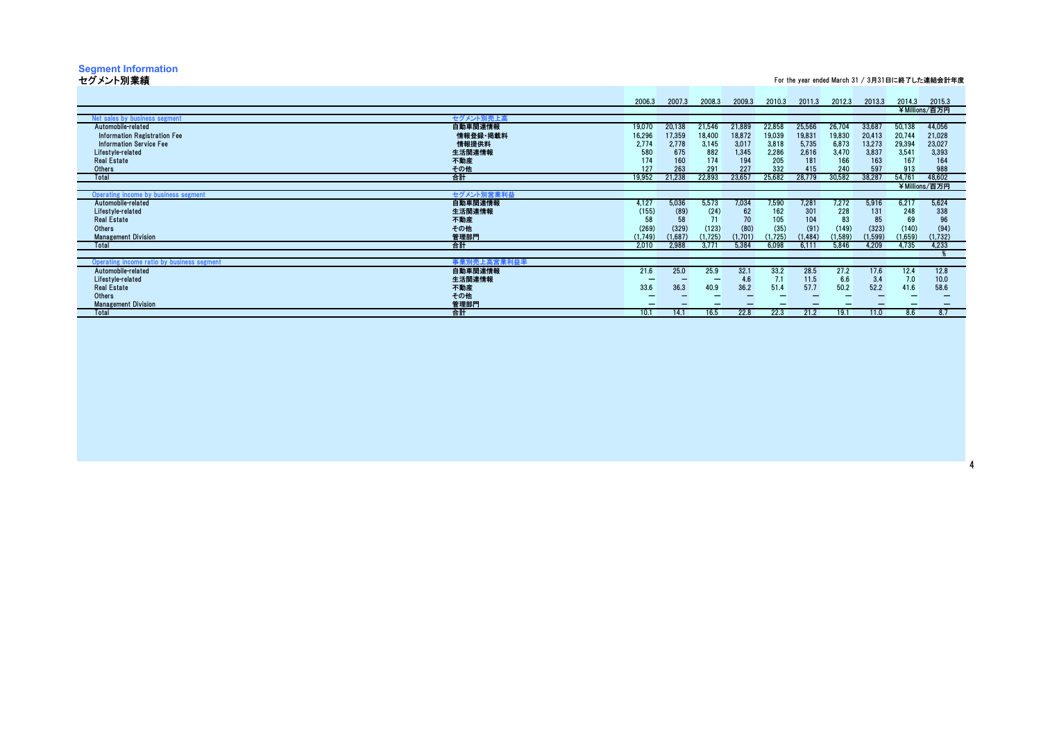## Segment Information
## セグメント別業績

For the year ended March 31 / 3月31日に終了した連結会計年度

| | | 2006.3 | 2007.3 | 2008.3 | 2009.3 | 2010.3 | 2011.3 | 2012.3 | 2013.3 | 2014.3 | 2015.3 |
|---|---|---|---|---|---|---|---|---|---|---|---|
| | | | | | | | | | | ¥Millions/百万円 | |
| Net sales by business segment | セグメント別売上高 | | | | | | | | | | |
| Automobile-related | 自動車関連情報 | 19,070 | 20,138 | 21,546 | 21,889 | 22,858 | 25,566 | 26,704 | 33,687 | 50,138 | 44,056 |
| Information Registration Fee | 情報登録・掲載料 | 16,296 | 17,359 | 18,400 | 18,872 | 19,039 | 19,831 | 19,830 | 20,413 | 20,744 | 21,028 |
| Information Service Fee | 情報提供料 | 2,774 | 2,778 | 3,145 | 3,017 | 3,818 | 5,735 | 6,873 | 13,273 | 29,394 | 23,027 |
| Lifestyle-related | 生活関連情報 | 580 | 675 | 882 | 1,345 | 2,286 | 2,616 | 3,470 | 3,837 | 3,541 | 3,393 |
| Real Estate | 不動産 | 174 | 160 | 174 | 194 | 205 | 181 | 166 | 163 | 167 | 164 |
| Others | その他 | 127 | 263 | 291 | 227 | 332 | 415 | 240 | 597 | 913 | 988 |
| Total | 合計 | 19,952 | 21,238 | 22,893 | 23,657 | 25,682 | 28,779 | 30,582 | 38,287 | 54,761 | 48,602 |
| | | | | | | | | | | ¥Millions/百万円 | |
| Operating income by business segment | セグメント別営業利益 | | | | | | | | | | |
| Automobile-related | 自動車関連情報 | 4,127 | 5,036 | 5,573 | 7,034 | 7,590 | 7,281 | 7,272 | 5,916 | 6,217 | 5,624 |
| Lifestyle-related | 生活関連情報 | (155) | (89) | (24) | 62 | 162 | 301 | 228 | 131 | 248 | 338 |
| Real Estate | 不動産 | 58 | 58 | 71 | 70 | 105 | 104 | 83 | 85 | 69 | 96 |
| Others | その他 | (269) | (329) | (123) | (80) | (35) | (91) | (149) | (323) | (140) | (94) |
| Management Division | 管理部門 | (1,749) | (1,687) | (1,725) | (1,701) | (1,725) | (1,484) | (1,589) | (1,599) | (1,659) | (1,732) |
| Total | 合計 | 2,010 | 2,988 | 3,771 | 5,384 | 6,098 | 6,111 | 5,846 | 4,209 | 4,735 | 4,233 |
| | | | | | | | | | | | % |
| Operating income ratio by business segment | 事業別売上高営業利益率 | | | | | | | | | | |
| Automobile-related | 自動車関連情報 | 21.6 | 25.0 | 25.9 | 32.1 | 33.2 | 28.5 | 27.2 | 17.6 | 12.4 | 12.8 |
| Lifestyle-related | 生活関連情報 | — | — | — | 4.6 | 7.1 | 11.5 | 6.6 | 3.4 | 7.0 | 10.0 |
| Real Estate | 不動産 | 33.6 | 36.3 | 40.9 | 36.2 | 51.4 | 57.7 | 50.2 | 52.2 | 41.6 | 58.6 |
| Others | その他 | — | — | — | — | — | — | — | — | — | — |
| Management Division | 管理部門 | — | — | — | — | — | — | — | — | — | — |
| Total | 合計 | 10.1 | 14.1 | 16.5 | 22.8 | 22.3 | 21.2 | 19.1 | 11.0 | 8.6 | 8.7 |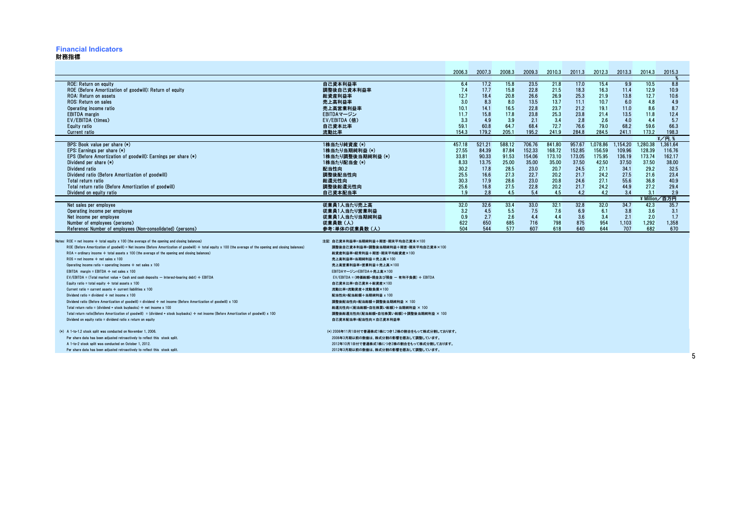# Financial Indicators
## 財務指標

| | | 2006.3 | 2007.3 | 2008.3 | 2009.3 | 2010.3 | 2011.3 | 2012.3 | 2013.3 | 2014.3 | 2015.3 |
|---|---|---|---|---|---|---|---|---|---|---|---|
| | | | | | | | | | | | % |
| ROE: Return on equity | 自己資本利益率 | 6.4 | 17.2 | 15.8 | 23.5 | 21.8 | 17.0 | 15.4 | 9.9 | 10.5 | 8.8 |
| ROE (Before Amortization of goodwill): Return of equity | 調整後自己資本利益率 | 7.4 | 17.7 | 15.8 | 22.8 | 21.5 | 18.3 | 16.3 | 11.4 | 12.9 | 10.9 |
| ROA: Return on assets | 総資産利益率 | 12.7 | 18.4 | 20.8 | 26.6 | 26.9 | 25.3 | 21.9 | 13.8 | 12.7 | 10.6 |
| ROS: Return on sales | 売上高利益率 | 3.0 | 8.3 | 8.0 | 13.5 | 13.7 | 11.1 | 10.7 | 6.0 | 4.8 | 4.9 |
| Operating income ratio | 売上高営業利益率 | 10.1 | 14.1 | 16.5 | 22.8 | 23.7 | 21.2 | 19.1 | 11.0 | 8.6 | 8.7 |
| EBITDA margin | EBITDAマージン | 11.7 | 15.8 | 17.8 | 23.8 | 25.3 | 23.8 | 21.4 | 13.5 | 11.8 | 12.4 |
| EV/EBITDA (times) | EV/EBITDA (倍) | 3.3 | 4.9 | 3.9 | 2.1 | 3.4 | 2.8 | 2.6 | 4.0 | 4.4 | 5.7 |
| Equity ratio | 自己資本比率 | 59.1 | 60.8 | 64.7 | 68.4 | 72.7 | 76.6 | 79.0 | 68.2 | 59.6 | 66.3 |
| Current ratio | 流動比率 | 154.3 | 179.2 | 205.1 | 195.2 | 241.9 | 284.8 | 284.5 | 241.1 | 173.2 | 198.3 |
| | | | | | | | | | | | ¥／円, % |
| BPS: Book value per share (*) | 1株当たり純資産 (*) | 457.18 | 521.21 | 588.12 | 706.76 | 841.80 | 957.67 | 1,078.86 | 1,154.20 | 1,280.38 | 1,361.64 |
| EPS: Earnings per share (*) | 1株当たり当期純利益 (*) | 27.55 | 84.39 | 87.84 | 152.33 | 168.72 | 152.85 | 156.59 | 109.96 | 128.39 | 116.76 |
| EPS (Before Amortization of goodwill): Earnings per share (*) | 1株当たり調整後当期純利益 (*) | 33.81 | 90.33 | 91.53 | 154.06 | 173.10 | 173.05 | 175.95 | 136.19 | 173.74 | 162.17 |
| Dividend per share (*) | 1株当たり配当金 (*) | 8.33 | 13.75 | 25.00 | 35.00 | 35.00 | 37.50 | 42.50 | 37.50 | 37.50 | 38.00 |
| Dividend ratio | 配当性向 | 30.2 | 17.8 | 28.5 | 23.0 | 20.7 | 24.5 | 27.1 | 34.1 | 29.2 | 32.5 |
| Dividend ratio (Before Amortization of goodwill) | 調整後配当性向 | 25.5 | 16.6 | 27.3 | 22.7 | 20.2 | 21.7 | 24.2 | 27.5 | 21.6 | 23.4 |
| Total return ratio | 総還元性向 | 30.3 | 17.9 | 28.6 | 23.0 | 20.8 | 24.6 | 27.1 | 55.6 | 36.8 | 40.9 |
| Total return ratio (Before Amortization of goodwill) | 調整後総還元性向 | 25.6 | 16.8 | 27.5 | 22.8 | 20.2 | 21.7 | 24.2 | 44.9 | 27.2 | 29.4 |
| Dividend on equity ratio | 自己資本配当率 | 1.9 | 2.8 | 4.5 | 5.4 | 4.5 | 4.2 | 4.2 | 3.4 | 3.1 | 2.9 |
| | | | | | | | | | | | ¥ Million／百万円 |
| Net sales per employee | 従業員1人当たり売上高 | 32.0 | 32.6 | 33.4 | 33.0 | 32.1 | 32.8 | 32.0 | 34.7 | 42.3 | 35.7 |
| Operating income per employee | 従業員1人当たり営業利益 | 3.2 | 4.5 | 5.5 | 7.5 | 7.6 | 6.9 | 6.1 | 3.8 | 3.6 | 3.1 |
| Net income per employee | 従業員1人当たり当期純利益 | 0.9 | 2.7 | 2.6 | 4.4 | 4.4 | 3.6 | 3.4 | 2.1 | 2.0 | 1.7 |
| Number of employees (persons) | 従業員数 (人) | 622 | 650 | 685 | 716 | 798 | 875 | 954 | 1,103 | 1,292 | 1,358 |
| Reference: Number of employees (Non-consolidated) (persons) | 参考：単体の従業員数 (人) | 504 | 544 | 577 | 607 | 618 | 640 | 644 | 707 | 682 | 670 |

Notes: ROE = net income ÷ total equity x 100 (the average of the opening and closing balances)
ROE (Before Amortization of goodwill) = Net income (Before Amortization of goodwill) ÷ total equity x 100 (the average of the opening and closing balances)
ROA = ordinary income ÷ total assets x 100 (the average of the opening and closing balances)
ROS = net income ÷ net sales x 100
Operating income ratio = operating income ÷ net sales x 100
EBITDA margin = EBITDA ÷ net sales x 100
EV/EBITDA = (Total market value + Cash and cash deposits − Interest-bearing debt) ÷ EBITDA
Equity ratio = total equity ÷ total assets x 100
Current ratio = current assets ÷ current liabilities x 100
Dividend ratio = dividend ÷ net income x 100
Dividend ratio (Before Amortization of goodwill) = dividend ÷ net income (Before Amortization of goodwill) x 100
Total return ratio = (dividend + stock buybacks) ÷ net income x 100
Total return ratio(Before Amortization of goodwill) = (dividend + stock buybacks) ÷ net income (Before Amortization of goodwill) x 100
Dividend on equity ratio = dividend ratio x return on equity

注記 自己資本利益率＝当期純利益÷期首・期末平均自己資本×100
調整後自己資本利益率＝調整後当期純利益÷期首・期末平均自己資本×100
総資産利益率＝経常利益÷期首・期末平均総資産×100
売上高利益率＝当期純利益÷売上高×100
売上高営業利益率＝営業利益÷売上高×100
EBITDAマージン＝EBITDA÷売上高×100
EV/EBITDA＝(時価総額＋現金及び預金 － 有利子負債) ÷ EBITDA
自己資本比率＝自己資本÷総資産×100
流動比率＝流動資産÷流動負債×100
配当性向＝配当総額÷当期純利益 x 100
調整後配当性向＝配当総額÷調整後当期純利益 × 100
総還元性向＝(配当総額＋自社株買い総額)÷当期純利益 × 100
調整後総還元性向＝(配当総額＋自社株買い総額)÷調整後当期純利益 × 100
自己資本配当率＝配当性向×自己資本利益率

(*) A 1-to-1.2 stock split was conducted on November 1, 2006.
Per share data has been adjusted retroactively to reflect this stock split.
A 1-to-2 stock split was conducted on October 1, 2012.
Per share data has been adjusted retroactively to reflect this stock split.

(*) 2006年11月1日付で普通株式1株につき1.2株の割合をもって株式分割しております。
2006年3月期以前の数値は、株式分割の影響を遡及して調整しています。
2012年10月1日付で普通株式1株につき2株の割合をもって株式分割しております。
2012年3月期以前の数値は、株式分割の影響を遡及して調整しています。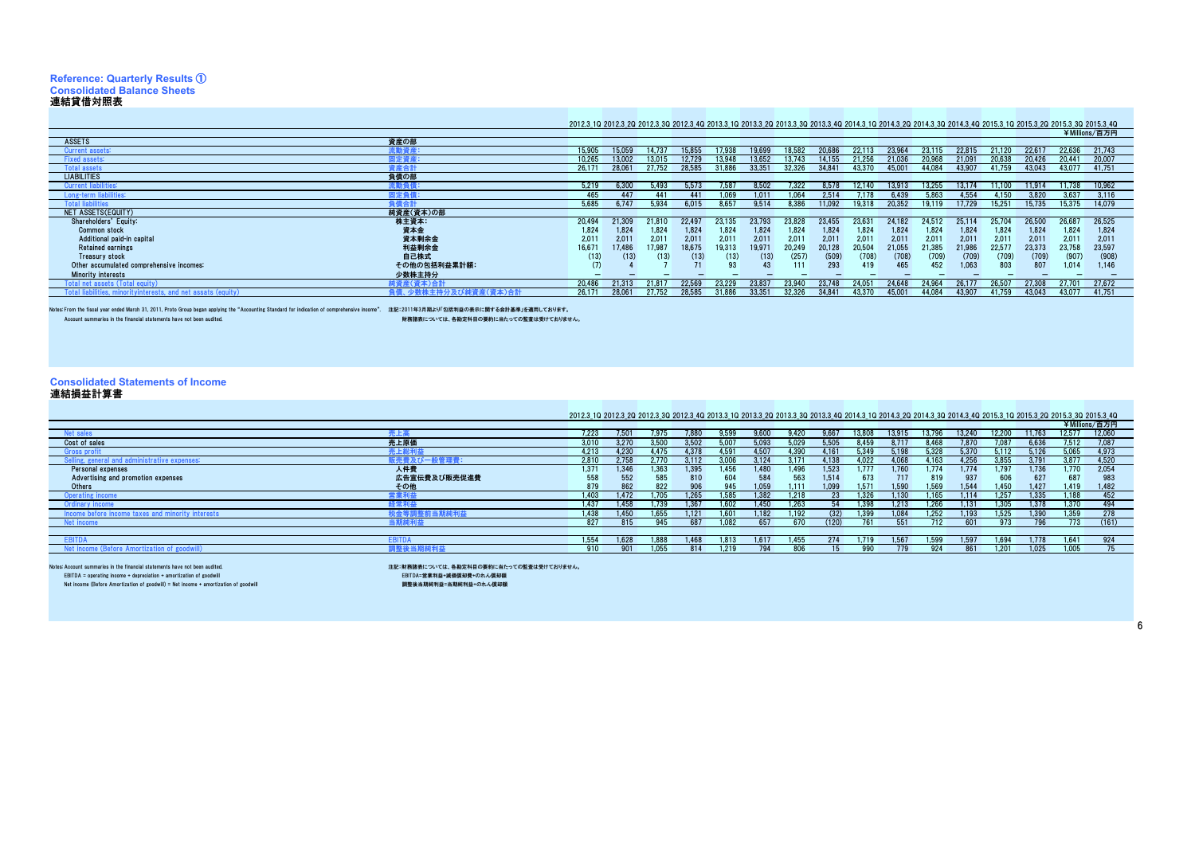## Reference: Quarterly Results ①

### Consolidated Balance Sheets
### 連結貸借対照表

¥Millions/百万円

| | | 2012.3 1Q | 2012.3 2Q | 2012.3 3Q | 2012.3 4Q | 2013.3 1Q | 2013.3 2Q | 2013.3 3Q | 2013.3 4Q | 2014.3 1Q | 2014.3 2Q | 2014.3 3Q | 2014.3 4Q | 2015.3 1Q | 2015.3 2Q | 2015.3 3Q | 2015.3 4Q |
|---|---|---|---|---|---|---|---|---|---|---|---|---|---|---|---|---|---|
| ASSETS | 資産の部 | | | | | | | | | | | | | | | | |
| Current assets: | 流動資産： | 15,905 | 15,059 | 14,737 | 15,855 | 17,938 | 19,699 | 18,582 | 20,686 | 22,113 | 23,964 | 23,115 | 22,815 | 21,120 | 22,617 | 22,636 | 21,743 |
| Fixed assets: | 固定資産： | 10,265 | 13,002 | 13,015 | 12,729 | 13,948 | 13,652 | 13,743 | 14,155 | 21,256 | 21,036 | 20,968 | 21,091 | 20,638 | 20,426 | 20,441 | 20,007 |
| Total assets | 資産合計 | 26,171 | 28,061 | 27,752 | 28,585 | 31,886 | 33,351 | 32,326 | 34,841 | 43,370 | 45,001 | 44,084 | 43,907 | 41,759 | 43,043 | 43,077 | 41,751 |
| LIABILITIES | 負債の部 | | | | | | | | | | | | | | | | |
| Current liabilities: | 流動負債： | 5,219 | 6,300 | 5,493 | 5,573 | 7,587 | 8,502 | 7,322 | 8,578 | 12,140 | 13,913 | 13,255 | 13,174 | 11,100 | 11,914 | 11,738 | 10,962 |
| Long-term liabilities: | 固定負債： | 465 | 447 | 441 | 441 | 1,069 | 1,011 | 1,064 | 2,514 | 7,178 | 6,439 | 5,863 | 4,554 | 4,150 | 3,820 | 3,637 | 3,116 |
| Total liabilities | 負債合計 | 5,685 | 6,747 | 5,934 | 6,015 | 8,657 | 9,514 | 8,386 | 11,092 | 19,318 | 20,352 | 19,119 | 17,729 | 15,251 | 15,735 | 15,375 | 14,079 |
| NET ASSETS(EQUITY) | 純資産(資本)の部 | | | | | | | | | | | | | | | | |
| Shareholders' Equity: | 株主資本： | 20,494 | 21,309 | 21,810 | 22,497 | 23,135 | 23,793 | 23,828 | 23,455 | 23,631 | 24,182 | 24,512 | 25,114 | 25,704 | 26,500 | 26,687 | 26,525 |
| Common stock | 資本金 | 1,824 | 1,824 | 1,824 | 1,824 | 1,824 | 1,824 | 1,824 | 1,824 | 1,824 | 1,824 | 1,824 | 1,824 | 1,824 | 1,824 | 1,824 | 1,824 |
| Additional paid-in capital | 資本剰余金 | 2,011 | 2,011 | 2,011 | 2,011 | 2,011 | 2,011 | 2,011 | 2,011 | 2,011 | 2,011 | 2,011 | 2,011 | 2,011 | 2,011 | 2,011 | 2,011 |
| Retained earnings | 利益剰余金 | 16,671 | 17,486 | 17,987 | 18,675 | 19,313 | 19,971 | 20,249 | 20,128 | 20,504 | 21,055 | 21,385 | 21,986 | 22,577 | 23,373 | 23,758 | 23,597 |
| Treasury stock | 自己株式 | (13) | (13) | (13) | (13) | (13) | (13) | (257) | (509) | (708) | (708) | (709) | (709) | (709) | (709) | (907) | (908) |
| Other accumulated comprehensive incomes: | その他の包括利益累計額： | (7) | 4 | 7 | 71 | 93 | 43 | 111 | 293 | 419 | 465 | 452 | 1,063 | 803 | 807 | 1,014 | 1,146 |
| Minority interests | 少数株主持分 | ― | ― | ― | ― | ― | ― | ― | ― | ― | ― | ― | ― | ― | ― | ― | ― |
| Total net assets (Total equity) | 純資産(資本)合計 | 20,486 | 21,313 | 21,817 | 22,569 | 23,229 | 23,837 | 23,940 | 23,748 | 24,051 | 24,648 | 24,964 | 26,177 | 26,507 | 27,308 | 27,701 | 27,672 |
| Total liabilities, minorityinterests, and net assets (equity) | 負債、少数株主持分及び純資産(資本)合計 | 26,171 | 28,061 | 27,752 | 28,585 | 31,886 | 33,351 | 32,326 | 34,841 | 43,370 | 45,001 | 44,084 | 43,907 | 41,759 | 43,043 | 43,077 | 41,751 |

Notes: From the fiscal year ended March 31, 2011, Proto Group began applying the "Accounting Standard for indication of comprehensive income". 注記：2011年3月期より「包括利益の表示に関する会計基準」を適用しております。

Account summaries in the financial statements have not been audited. 財務諸表については、各勘定科目の要約に当たっての監査は受けておりません。

### Consolidated Statements of Income
### 連結損益計算書

¥Millions/百万円

| | | 2012.3 1Q | 2012.3 2Q | 2012.3 3Q | 2012.3 4Q | 2013.3 1Q | 2013.3 2Q | 2013.3 3Q | 2013.3 4Q | 2014.3 1Q | 2014.3 2Q | 2014.3 3Q | 2014.3 4Q | 2015.3 1Q | 2015.3 2Q | 2015.3 3Q | 2015.3 4Q |
|---|---|---|---|---|---|---|---|---|---|---|---|---|---|---|---|---|---|
| Net sales | 売上高 | 7,223 | 7,501 | 7,975 | 7,880 | 9,599 | 9,600 | 9,420 | 9,667 | 13,808 | 13,915 | 13,796 | 13,240 | 12,200 | 11,763 | 12,577 | 12,060 |
| Cost of sales | 売上原価 | 3,010 | 3,270 | 3,500 | 3,502 | 5,007 | 5,093 | 5,029 | 5,505 | 8,459 | 8,717 | 8,468 | 7,870 | 7,087 | 6,636 | 7,512 | 7,087 |
| Gross profit | 売上総利益 | 4,213 | 4,230 | 4,475 | 4,378 | 4,591 | 4,507 | 4,390 | 4,161 | 5,349 | 5,198 | 5,328 | 5,370 | 5,112 | 5,126 | 5,065 | 4,973 |
| Selling, general and administrative expenses: | 販売費及び一般管理費： | 2,810 | 2,758 | 2,770 | 3,112 | 3,006 | 3,124 | 3,171 | 4,138 | 4,022 | 4,068 | 4,163 | 4,256 | 3,855 | 3,791 | 3,877 | 4,520 |
| Personal expenses | 人件費 | 1,371 | 1,346 | 1,363 | 1,395 | 1,456 | 1,480 | 1,496 | 1,523 | 1,777 | 1,760 | 1,774 | 1,774 | 1,797 | 1,736 | 1,770 | 2,054 |
| Advertising and promotion expenses | 広告宣伝費及び販売促進費 | 558 | 552 | 585 | 810 | 604 | 584 | 563 | 1,514 | 673 | 717 | 819 | 937 | 606 | 627 | 687 | 983 |
| Others | その他 | 879 | 862 | 822 | 906 | 945 | 1,059 | 1,111 | 1,099 | 1,571 | 1,590 | 1,569 | 1,544 | 1,450 | 1,427 | 1,419 | 1,482 |
| Operating income | 営業利益 | 1,403 | 1,472 | 1,705 | 1,265 | 1,585 | 1,382 | 1,218 | 23 | 1,326 | 1,130 | 1,165 | 1,114 | 1,257 | 1,335 | 1,188 | 452 |
| Ordinary income | 経常利益 | 1,437 | 1,458 | 1,739 | 1,367 | 1,602 | 1,450 | 1,263 | 54 | 1,398 | 1,213 | 1,266 | 1,131 | 1,305 | 1,378 | 1,370 | 494 |
| Income before income taxes and minority interests | 税金等調整前当期純利益 | 1,438 | 1,450 | 1,655 | 1,121 | 1,601 | 1,182 | 1,192 | (32) | 1,399 | 1,084 | 1,252 | 1,193 | 1,525 | 1,390 | 1,359 | 278 |
| Net income | 当期純利益 | 827 | 815 | 945 | 687 | 1,082 | 657 | 670 | (120) | 761 | 551 | 712 | 601 | 973 | 796 | 773 | (161) |
| | | | | | | | | | | | | | | | | | |
| EBITDA | EBITDA | 1,554 | 1,628 | 1,888 | 1,468 | 1,813 | 1,617 | 1,455 | 274 | 1,719 | 1,567 | 1,599 | 1,597 | 1,694 | 1,778 | 1,641 | 924 |
| Net income (Before Amortization of goodwill) | 調整後当期純利益 | 910 | 901 | 1,055 | 814 | 1,219 | 794 | 806 | 15 | 990 | 779 | 924 | 861 | 1,201 | 1,025 | 1,005 | 75 |

Notes: Account summaries in the financial statements have not been audited. 注記：財務諸表については、各勘定科目の要約に当たっての監査は受けておりません。

EBITDA = operating income + depreciation + amortization of goodwill EBITDA=営業利益+減価償却費+のれん償却額

Net income (Before Amortization of goodwill) = Net income + amortization of goodwill 調整後当期純利益=当期純利益+のれん償却額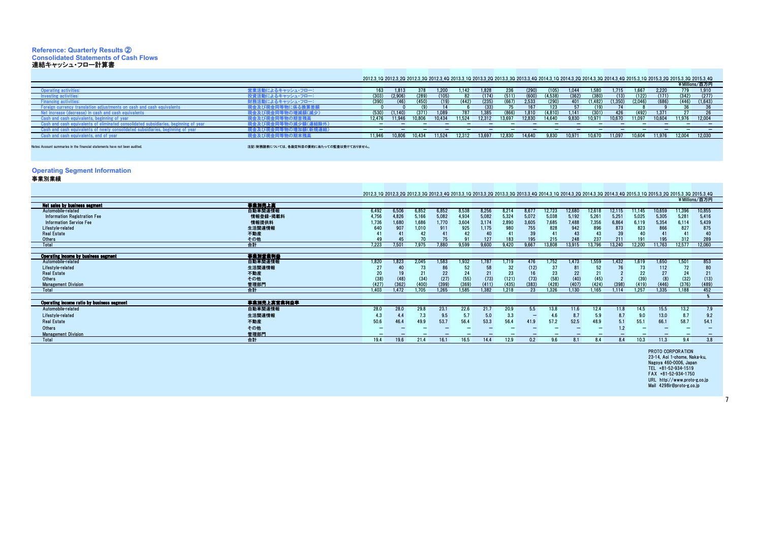**Reference: Quarterly Results ②**
**Consolidated Statements of Cash Flows**
**連結キャッシュ・フロー計算書**

¥Millions/百万円

| | | 2012.3 1Q | 2012.3 2Q | 2012.3 3Q | 2012.3 4Q | 2013.3 1Q | 2013.3 2Q | 2013.3 3Q | 2013.3 4Q | 2014.3 1Q | 2014.3 2Q | 2014.3 3Q | 2014.3 4Q | 2015.3 1Q | 2015.3 2Q | 2015.3 3Q | 2015.3 4Q |
|---|---|---|---|---|---|---|---|---|---|---|---|---|---|---|---|---|---|
| Operating activities: | 営業活動によるキャッシュ・フロー： | 163 | 1,813 | 378 | 1,200 | 1,142 | 1,828 | 236 | (290) | (105) | 1,044 | 1,580 | 1,715 | 1,667 | 2,220 | 779 | 1,910 |
| Investing activities: | 投資活動によるキャッシュ・フロー： | (303) | (2,906) | (289) | (105) | 82 | (174) | (511) | (600) | (4,538) | (362) | (380) | (13) | (122) | (171) | (342) | (277) |
| Financing activities: | 財務活動によるキャッシュ・フロー： | (390) | (46) | (450) | (19) | (442) | (235) | (667) | 2,533 | (290) | 401 | (1,482) | (1,350) | (2,046) | (686) | (446) | (1,643) |
| Foreign currency translation adjustments on cash and cash equivalents | 現金及び現金同等物に係る換算差額 | 0 | 0 | (9) | 14 | 6 | (33) | 75 | 167 | 123 | 57 | (19) | 74 | 8 | 9 | 36 | 36 |
| Net increase (decrease) in cash and cash equivalents | 現金及び現金同等物の増減額(減少) | (530) | (1,140) | (371) | 1,089 | 787 | 1,385 | (866) | 1,810 | (4,810) | 1,141 | (301) | 426 | (492) | 1,371 | 27 | 26 |
| Cash and cash equivalents, beginning of year | 現金及び現金同等物の期首残高 | 12,476 | 11,946 | 10,806 | 10,434 | 11,524 | 12,312 | 13,697 | 12,830 | 14,640 | 9,830 | 10,971 | 10,670 | 11,097 | 10,604 | 11,976 | 12,004 |
| Cash and cash equivalents of eliminated consolidated subsidiaries, beginning of year | 現金及び現金同等物の減少額(連結除外) | ― | ― | ― | ― | ― | ― | ― | ― | ― | ― | ― | ― | ― | ― | ― | ― |
| Cash and cash equivalents of newly consolidated subsidiaries, beginning of year | 現金及び現金同等物の増加額(新規連結) | ― | ― | ― | ― | ― | ― | ― | ― | ― | ― | ― | ― | ― | ― | ― | ― |
| Cash and cash equivalents, end of year | 現金及び現金同等物の期末残高 | 11,946 | 10,806 | 10,434 | 11,524 | 12,312 | 13,697 | 12,830 | 14,640 | 9,830 | 10,971 | 10,670 | 11,097 | 10,604 | 11,976 | 12,004 | 12,030 |

Notes: Account summaries in the financial statements have not been audited.

注記：財務諸表については、各勘定科目の要約に当たっての監査は受けておりません。

**Operating Segment Information**
**事業別業績**

¥Millions/百万円

| | | 2012.3 1Q | 2012.3 2Q | 2012.3 3Q | 2012.3 4Q | 2013.3 1Q | 2013.3 2Q | 2013.3 3Q | 2013.3 4Q | 2014.3 1Q | 2014.3 2Q | 2014.3 3Q | 2014.3 4Q | 2015.3 1Q | 2015.3 2Q | 2015.3 3Q | 2015.3 4Q |
|---|---|---|---|---|---|---|---|---|---|---|---|---|---|---|---|---|---|
| **Net sales by business segment** | **事業別売上高** | | | | | | | | | | | | | | | | |
| Automobile-related | 自動車関連情報 | 6,492 | 6,506 | 6,852 | 6,852 | 8,538 | 8,256 | 8,214 | 8,677 | 12,723 | 12,680 | 12,618 | 12,115 | 11,145 | 10,659 | 11,396 | 10,855 |
| Information Registration Fee | 情報登録・掲載料 | 4,756 | 4,826 | 5,166 | 5,082 | 4,934 | 5,082 | 5,324 | 5,072 | 5,038 | 5,192 | 5,261 | 5,251 | 5,025 | 5,305 | 5,281 | 5,416 |
| Information Service Fee | 情報提供料 | 1,736 | 1,680 | 1,686 | 1,770 | 3,604 | 3,174 | 2,890 | 3,605 | 7,685 | 7,488 | 7,356 | 6,864 | 6,119 | 5,354 | 6,114 | 5,439 |
| Lifestyle-related | 生活関連情報 | 640 | 907 | 1,010 | 911 | 925 | 1,175 | 980 | 755 | 828 | 942 | 896 | 873 | 823 | 866 | 827 | 875 |
| Real Estate | 不動産 | 41 | 41 | 42 | 41 | 42 | 40 | 41 | 39 | 41 | 43 | 43 | 39 | 40 | 41 | 41 | 40 |
| Others | その他 | 49 | 45 | 70 | 75 | 91 | 127 | 183 | 195 | 215 | 248 | 237 | 211 | 191 | 195 | 312 | 289 |
| Total | 合計 | 7,223 | 7,501 | 7,975 | 7,880 | 9,599 | 9,600 | 9,420 | 9,667 | 13,808 | 13,915 | 13,796 | 13,240 | 12,200 | 11,763 | 12,577 | 12,060 |
| **Operating income by business segment** | **事業別営業利益** | | | | | | | | | | | | | | | | |
| Automobile-related | 自動車関連情報 | 1,820 | 1,823 | 2,045 | 1,583 | 1,932 | 1,787 | 1,719 | 476 | 1,752 | 1,473 | 1,559 | 1,432 | 1,619 | 1,650 | 1,501 | 853 |
| Lifestyle-related | 生活関連情報 | 27 | 40 | 73 | 86 | 52 | 58 | 32 | (12) | 37 | 81 | 52 | 76 | 73 | 112 | 72 | 80 |
| Real Estate | 不動産 | 20 | 19 | 21 | 22 | 24 | 21 | 23 | 16 | 23 | 22 | 21 | 2 | 22 | 27 | 24 | 21 |
| Others | その他 | (38) | (48) | (34) | (27) | (55) | (73) | (121) | (73) | (58) | (40) | (45) | 2 | (39) | (8) | (32) | (13) |
| Management Division | 管理部門 | (427) | (362) | (400) | (399) | (369) | (411) | (435) | (383) | (428) | (407) | (424) | (398) | (419) | (446) | (376) | (489) |
| Total | 合計 | 1,403 | 1,472 | 1,705 | 1,265 | 1,585 | 1,382 | 1,218 | 23 | 1,326 | 1,130 | 1,165 | 1,114 | 1,257 | 1,335 | 1,188 | 452 |

%

| | | 2012.3 1Q | 2012.3 2Q | 2012.3 3Q | 2012.3 4Q | 2013.3 1Q | 2013.3 2Q | 2013.3 3Q | 2013.3 4Q | 2014.3 1Q | 2014.3 2Q | 2014.3 3Q | 2014.3 4Q | 2015.3 1Q | 2015.3 2Q | 2015.3 3Q | 2015.3 4Q |
|---|---|---|---|---|---|---|---|---|---|---|---|---|---|---|---|---|---|
| **Operating income ratio by business segment** | **事業別売上高営業利益率** | | | | | | | | | | | | | | | | |
| Automobile-related | 自動車関連情報 | 28.0 | 28.0 | 29.8 | 23.1 | 22.6 | 21.7 | 20.9 | 5.5 | 13.8 | 11.6 | 12.4 | 11.8 | 14.5 | 15.5 | 13.2 | 7.9 |
| Lifestyle-related | 生活関連情報 | 4.3 | 4.4 | 7.3 | 9.5 | 5.7 | 5.0 | 3.3 | ― | 4.6 | 8.7 | 5.9 | 8.7 | 9.0 | 13.0 | 8.7 | 9.2 |
| Real Estate | 不動産 | 50.6 | 46.4 | 49.9 | 53.7 | 56.4 | 53.3 | 56.4 | 41.9 | 57.2 | 52.5 | 48.9 | 5.1 | 55.1 | 66.1 | 58.7 | 54.1 |
| Others | その他 | ― | ― | ― | ― | ― | ― | ― | ― | ― | ― | ― | 1.2 | ― | ― | ― | ― |
| Management Division | 管理部門 | ― | ― | ― | ― | ― | ― | ― | ― | ― | ― | ― | ― | ― | ― | ― | ― |
| Total | 合計 | 19.4 | 19.6 | 21.4 | 16.1 | 16.5 | 14.4 | 12.9 | 0.2 | 9.6 | 8.1 | 8.4 | 8.4 | 10.3 | 11.3 | 9.4 | 3.8 |

PROTO CORPORATION
23-14, Aoi 1-chome, Naka-ku,
Nagoya 460-0006, Japan
TEL +81-52-934-1519
FAX +81-52-934-1750
URL http://www.proto-g.co.jp
Mail 4298ir@proto-g.co.jp